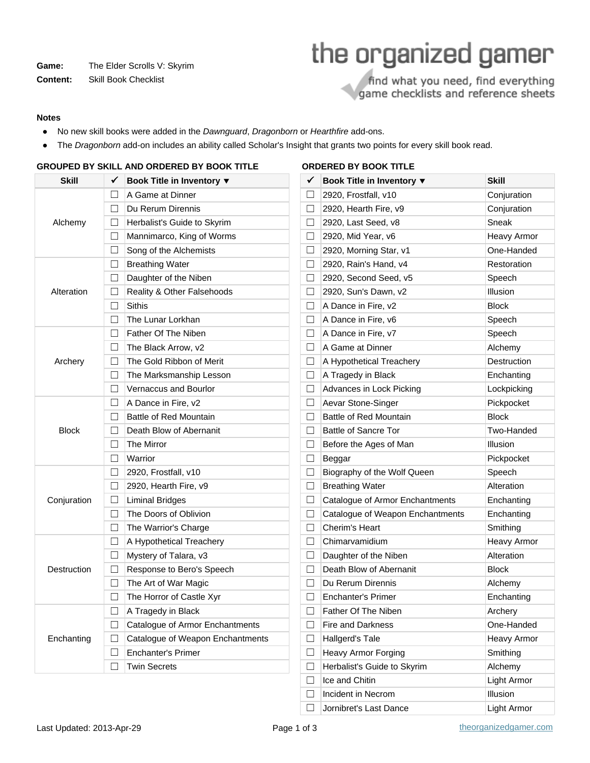**Game:** The Elder Scrolls V: Skyrim
**Content:** Skill Book Checklist

the organized gamer
find what you need, find everything
game checklists and reference sheets

**Notes**

- No new skill books were added in the *Dawnguard*, *Dragonborn* or *Hearthfire* add-ons.
- The *Dragonborn* add-on includes an ability called Scholar's Insight that grants two points for every skill book read.

### GROUPED BY SKILL AND ORDERED BY BOOK TITLE

| Skill | ✓ | Book Title in Inventory ▼ |
|---|---|---|
| Alchemy | ☐ | A Game at Dinner |
| | ☐ | Du Rerum Dirennis |
| | ☐ | Herbalist's Guide to Skyrim |
| | ☐ | Mannimarco, King of Worms |
| | ☐ | Song of the Alchemists |
| Alteration | ☐ | Breathing Water |
| | ☐ | Daughter of the Niben |
| | ☐ | Reality & Other Falsehoods |
| | ☐ | Sithis |
| | ☐ | The Lunar Lorkhan |
| Archery | ☐ | Father Of The Niben |
| | ☐ | The Black Arrow, v2 |
| | ☐ | The Gold Ribbon of Merit |
| | ☐ | The Marksmanship Lesson |
| | ☐ | Vernaccus and Bourlor |
| Block | ☐ | A Dance in Fire, v2 |
| | ☐ | Battle of Red Mountain |
| | ☐ | Death Blow of Abernanit |
| | ☐ | The Mirror |
| | ☐ | Warrior |
| Conjuration | ☐ | 2920, Frostfall, v10 |
| | ☐ | 2920, Hearth Fire, v9 |
| | ☐ | Liminal Bridges |
| | ☐ | The Doors of Oblivion |
| | ☐ | The Warrior's Charge |
| Destruction | ☐ | A Hypothetical Treachery |
| | ☐ | Mystery of Talara, v3 |
| | ☐ | Response to Bero's Speech |
| | ☐ | The Art of War Magic |
| | ☐ | The Horror of Castle Xyr |
| Enchanting | ☐ | A Tragedy in Black |
| | ☐ | Catalogue of Armor Enchantments |
| | ☐ | Catalogue of Weapon Enchantments |
| | ☐ | Enchanter's Primer |
| | ☐ | Twin Secrets |

### ORDERED BY BOOK TITLE

| ✓ | Book Title in Inventory ▼ | Skill |
|---|---|---|
| ☐ | 2920, Frostfall, v10 | Conjuration |
| ☐ | 2920, Hearth Fire, v9 | Conjuration |
| ☐ | 2920, Last Seed, v8 | Sneak |
| ☐ | 2920, Mid Year, v6 | Heavy Armor |
| ☐ | 2920, Morning Star, v1 | One-Handed |
| ☐ | 2920, Rain's Hand, v4 | Restoration |
| ☐ | 2920, Second Seed, v5 | Speech |
| ☐ | 2920, Sun's Dawn, v2 | Illusion |
| ☐ | A Dance in Fire, v2 | Block |
| ☐ | A Dance in Fire, v6 | Speech |
| ☐ | A Dance in Fire, v7 | Speech |
| ☐ | A Game at Dinner | Alchemy |
| ☐ | A Hypothetical Treachery | Destruction |
| ☐ | A Tragedy in Black | Enchanting |
| ☐ | Advances in Lock Picking | Lockpicking |
| ☐ | Aevar Stone-Singer | Pickpocket |
| ☐ | Battle of Red Mountain | Block |
| ☐ | Battle of Sancre Tor | Two-Handed |
| ☐ | Before the Ages of Man | Illusion |
| ☐ | Beggar | Pickpocket |
| ☐ | Biography of the Wolf Queen | Speech |
| ☐ | Breathing Water | Alteration |
| ☐ | Catalogue of Armor Enchantments | Enchanting |
| ☐ | Catalogue of Weapon Enchantments | Enchanting |
| ☐ | Cherim's Heart | Smithing |
| ☐ | Chimarvamidium | Heavy Armor |
| ☐ | Daughter of the Niben | Alteration |
| ☐ | Death Blow of Abernanit | Block |
| ☐ | Du Rerum Dirennis | Alchemy |
| ☐ | Enchanter's Primer | Enchanting |
| ☐ | Father Of The Niben | Archery |
| ☐ | Fire and Darkness | One-Handed |
| ☐ | Hallgerd's Tale | Heavy Armor |
| ☐ | Heavy Armor Forging | Smithing |
| ☐ | Herbalist's Guide to Skyrim | Alchemy |
| ☐ | Ice and Chitin | Light Armor |
| ☐ | Incident in Necrom | Illusion |
| ☐ | Jornibret's Last Dance | Light Armor |

Last Updated: 2013-Apr-29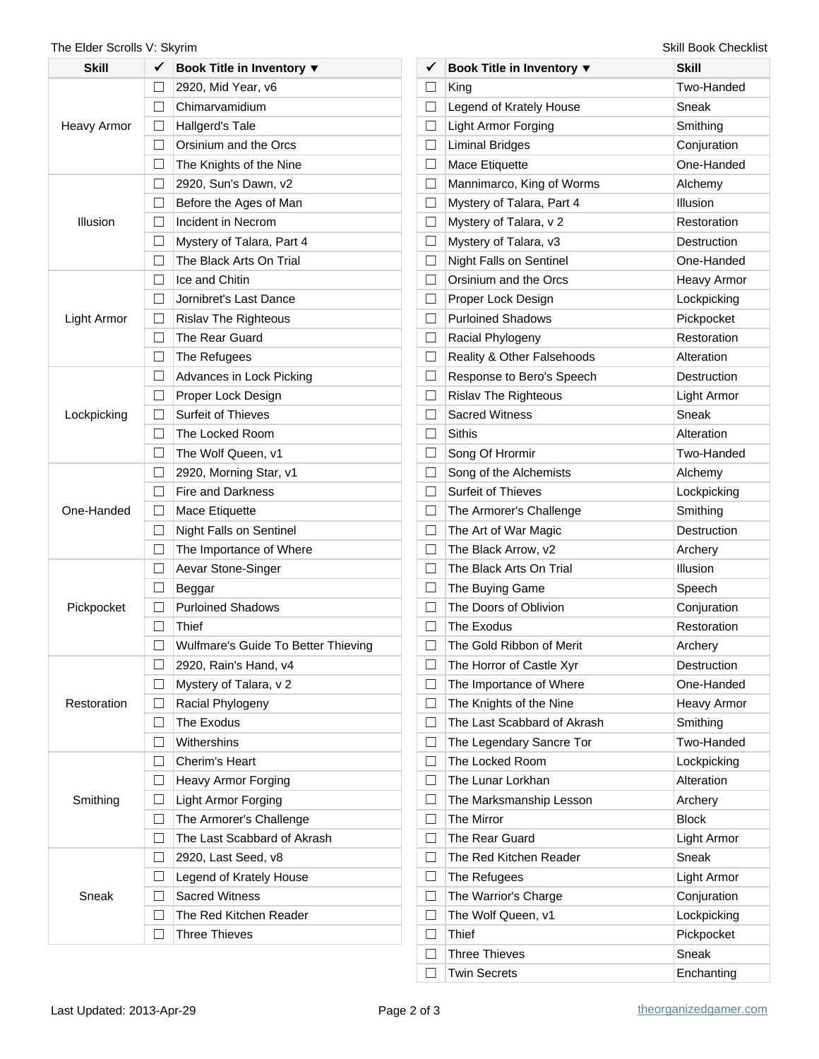| Skill | ✓ | Book Title in Inventory ▼ |
|---|---|---|
| Heavy Armor | ☐ | 2920, Mid Year, v6 |
| | ☐ | Chimarvamidium |
| | ☐ | Hallgerd's Tale |
| | ☐ | Orsinium and the Orcs |
| | ☐ | The Knights of the Nine |
| Illusion | ☐ | 2920, Sun's Dawn, v2 |
| | ☐ | Before the Ages of Man |
| | ☐ | Incident in Necrom |
| | ☐ | Mystery of Talara, Part 4 |
| | ☐ | The Black Arts On Trial |
| Light Armor | ☐ | Ice and Chitin |
| | ☐ | Jornibret's Last Dance |
| | ☐ | Rislav The Righteous |
| | ☐ | The Rear Guard |
| | ☐ | The Refugees |
| Lockpicking | ☐ | Advances in Lock Picking |
| | ☐ | Proper Lock Design |
| | ☐ | Surfeit of Thieves |
| | ☐ | The Locked Room |
| | ☐ | The Wolf Queen, v1 |
| One-Handed | ☐ | 2920, Morning Star, v1 |
| | ☐ | Fire and Darkness |
| | ☐ | Mace Etiquette |
| | ☐ | Night Falls on Sentinel |
| | ☐ | The Importance of Where |
| Pickpocket | ☐ | Aevar Stone-Singer |
| | ☐ | Beggar |
| | ☐ | Purloined Shadows |
| | ☐ | Thief |
| | ☐ | Wulfmare's Guide To Better Thieving |
| Restoration | ☐ | 2920, Rain's Hand, v4 |
| | ☐ | Mystery of Talara, v 2 |
| | ☐ | Racial Phylogeny |
| | ☐ | The Exodus |
| | ☐ | Withershins |
| Smithing | ☐ | Cherim's Heart |
| | ☐ | Heavy Armor Forging |
| | ☐ | Light Armor Forging |
| | ☐ | The Armorer's Challenge |
| | ☐ | The Last Scabbard of Akrash |
| Sneak | ☐ | 2920, Last Seed, v8 |
| | ☐ | Legend of Kratelv House |
| | ☐ | Sacred Witness |
| | ☐ | The Red Kitchen Reader |
| | ☐ | Three Thieves |

| ✓ | Book Title in Inventory ▼ | Skill |
|---|---|---|
| ☐ | King | Two-Handed |
| ☐ | Legend of Krately House | Sneak |
| ☐ | Light Armor Forging | Smithing |
| ☐ | Liminal Bridges | Conjuration |
| ☐ | Mace Etiquette | One-Handed |
| ☐ | Mannimarco, King of Worms | Alchemy |
| ☐ | Mystery of Talara, Part 4 | Illusion |
| ☐ | Mystery of Talara, v 2 | Restoration |
| ☐ | Mystery of Talara, v3 | Destruction |
| ☐ | Night Falls on Sentinel | One-Handed |
| ☐ | Orsinium and the Orcs | Heavy Armor |
| ☐ | Proper Lock Design | Lockpicking |
| ☐ | Purloined Shadows | Pickpocket |
| ☐ | Racial Phylogeny | Restoration |
| ☐ | Reality & Other Falsehoods | Alteration |
| ☐ | Response to Bero's Speech | Destruction |
| ☐ | Rislav The Righteous | Light Armor |
| ☐ | Sacred Witness | Sneak |
| ☐ | Sithis | Alteration |
| ☐ | Song Of Hrormir | Two-Handed |
| ☐ | Song of the Alchemists | Alchemy |
| ☐ | Surfeit of Thieves | Lockpicking |
| ☐ | The Armorer's Challenge | Smithing |
| ☐ | The Art of War Magic | Destruction |
| ☐ | The Black Arrow, v2 | Archery |
| ☐ | The Black Arts On Trial | Illusion |
| ☐ | The Buying Game | Speech |
| ☐ | The Doors of Oblivion | Conjuration |
| ☐ | The Exodus | Restoration |
| ☐ | The Gold Ribbon of Merit | Archery |
| ☐ | The Horror of Castle Xyr | Destruction |
| ☐ | The Importance of Where | One-Handed |
| ☐ | The Knights of the Nine | Heavy Armor |
| ☐ | The Last Scabbard of Akrash | Smithing |
| ☐ | The Legendary Sancre Tor | Two-Handed |
| ☐ | The Locked Room | Lockpicking |
| ☐ | The Lunar Lorkhan | Alteration |
| ☐ | The Marksmanship Lesson | Archery |
| ☐ | The Mirror | Block |
| ☐ | The Rear Guard | Light Armor |
| ☐ | The Red Kitchen Reader | Sneak |
| ☐ | The Refugees | Light Armor |
| ☐ | The Warrior's Charge | Conjuration |
| ☐ | The Wolf Queen, v1 | Lockpicking |
| ☐ | Thief | Pickpocket |
| ☐ | Three Thieves | Sneak |
| ☐ | Twin Secrets | Enchanting |

Last Updated: 2013-Apr-29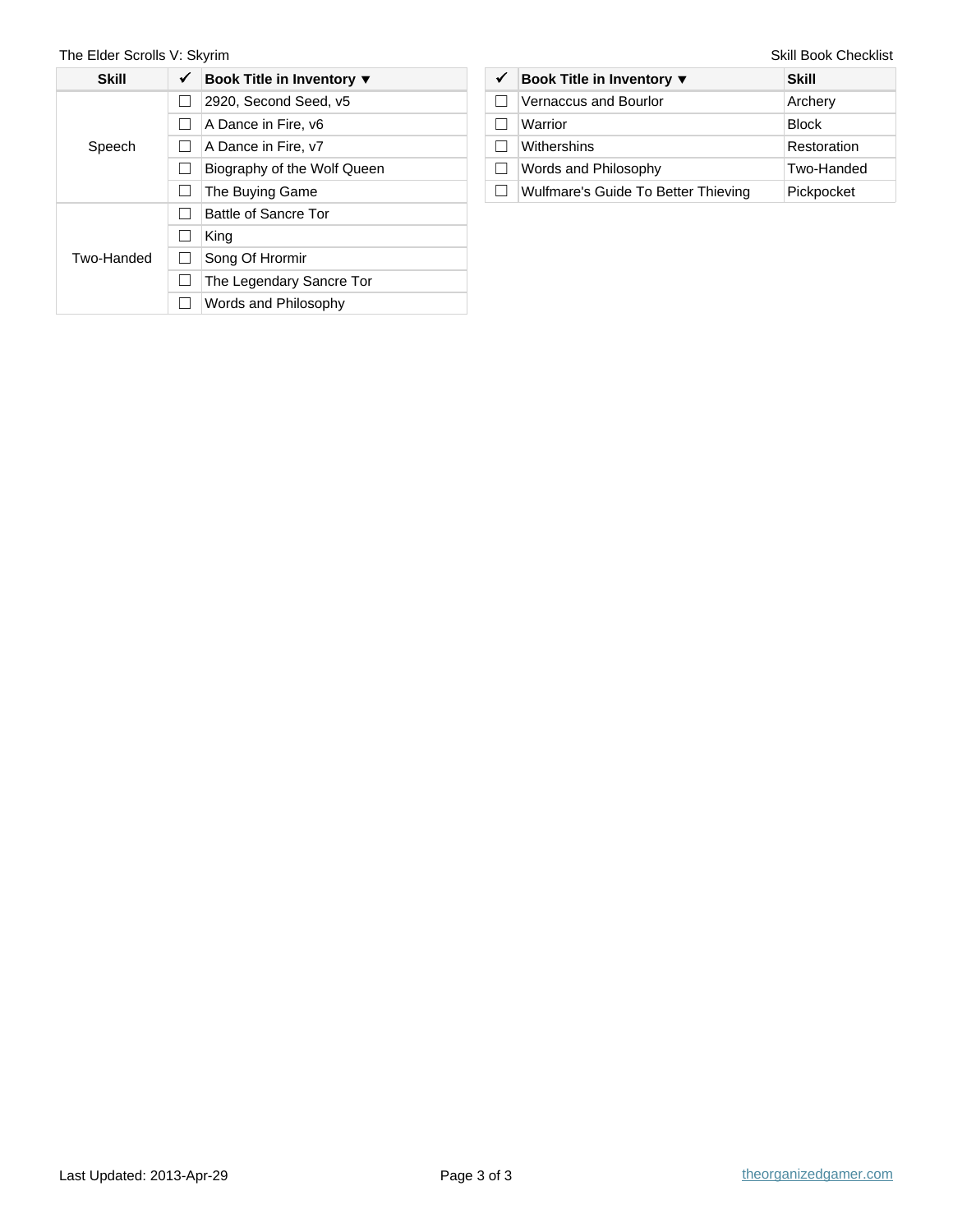| Skill | ✔ | Book Title in Inventory ▼ |
|---|---|---|
| Speech | ☐ | 2920, Second Seed, v5 |
| | ☐ | A Dance in Fire, v6 |
| | ☐ | A Dance in Fire, v7 |
| | ☐ | Biography of the Wolf Queen |
| | ☐ | The Buying Game |
| Two-Handed | ☐ | Battle of Sancre Tor |
| | ☐ | King |
| | ☐ | Song Of Hrormir |
| | ☐ | The Legendary Sancre Tor |
| | ☐ | Words and Philosophy |

| ✔ | Book Title in Inventory ▼ | Skill |
|---|---|---|
| ☐ | Vernaccus and Bourlor | Archery |
| ☐ | Warrior | Block |
| ☐ | Withershins | Restoration |
| ☐ | Words and Philosophy | Two-Handed |
| ☐ | Wulfmare's Guide To Better Thieving | Pickpocket |

Last Updated: 2013-Apr-29

theorganizedgamer.com